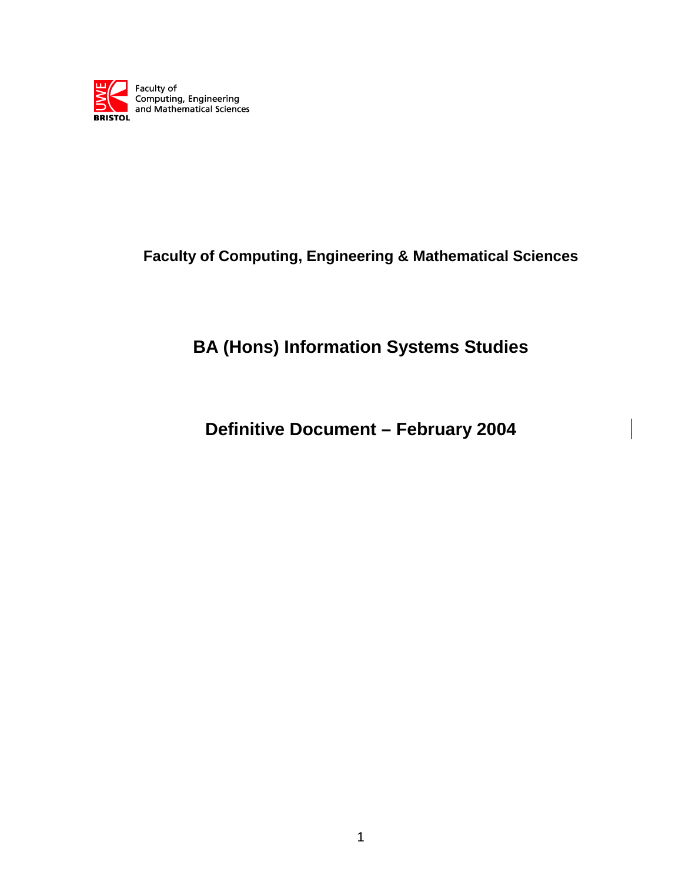Faculty of Computing, Engineering and Mathematical Sciences

UWE BRISTOL

**Faculty of Computing, Engineering & Mathematical Sciences**

# BA (Hons) Information Systems Studies

## Definitive Document – February 2004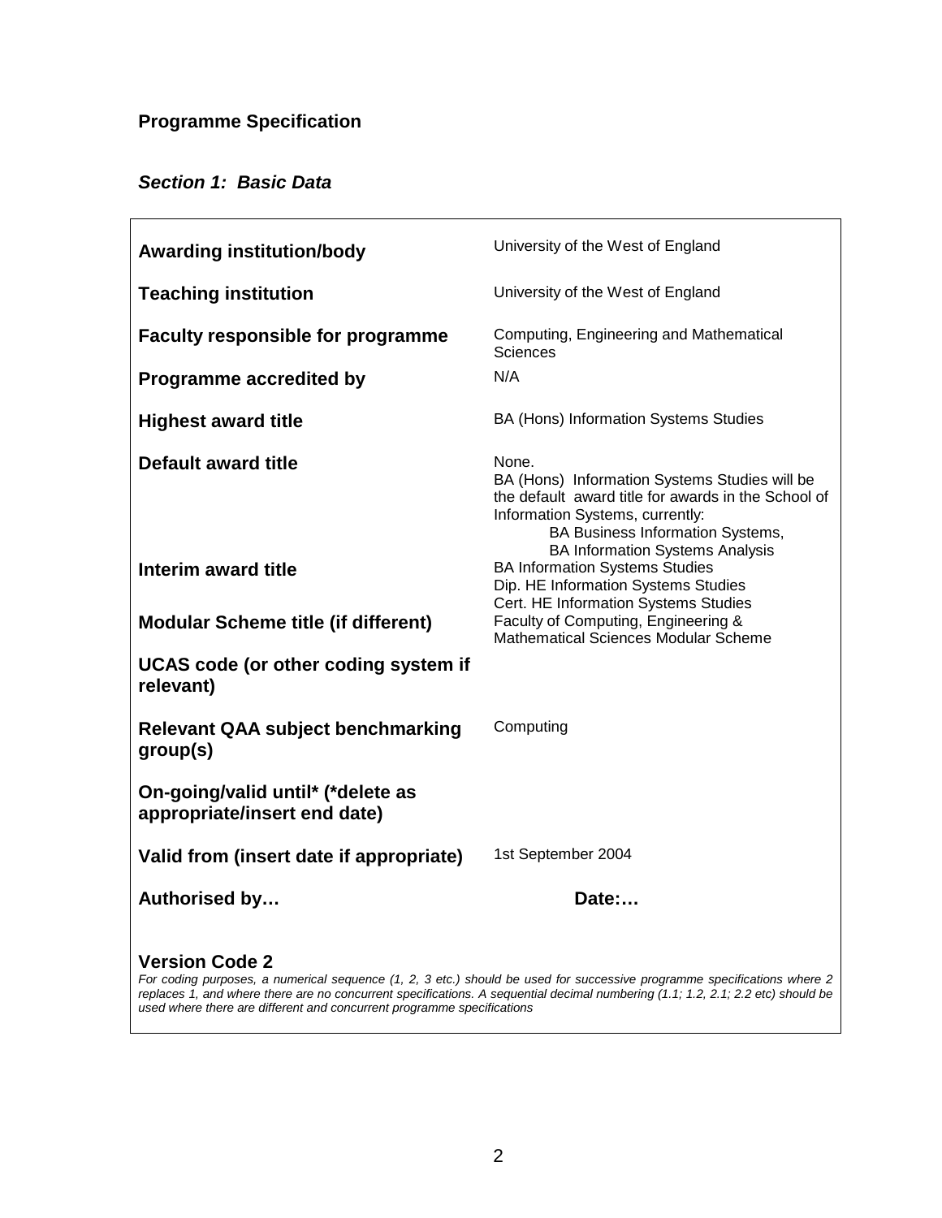## Programme Specification

### *Section 1: Basic Data*

| | |
|---|---|
| **Awarding institution/body** | University of the West of England |
| **Teaching institution** | University of the West of England |
| **Faculty responsible for programme** | Computing, Engineering and Mathematical Sciences |
| **Programme accredited by** | N/A |
| **Highest award title** | BA (Hons) Information Systems Studies |
| **Default award title** | None.<br>BA (Hons) Information Systems Studies will be the default award title for awards in the School of Information Systems, currently:<br>BA Business Information Systems,<br>BA Information Systems Analysis |
| **Interim award title** | BA Information Systems Studies<br>Dip. HE Information Systems Studies<br>Cert. HE Information Systems Studies |
| **Modular Scheme title (if different)** | Faculty of Computing, Engineering & Mathematical Sciences Modular Scheme |
| **UCAS code (or other coding system if relevant)** | |
| **Relevant QAA subject benchmarking group(s)** | Computing |
| **On-going/valid until* (*delete as appropriate/insert end date)** | |
| **Valid from (insert date if appropriate)** | 1st September 2004 |
| **Authorised by…** | **Date:…** |

**Version Code 2**

*For coding purposes, a numerical sequence (1, 2, 3 etc.) should be used for successive programme specifications where 2 replaces 1, and where there are no concurrent specifications. A sequential decimal numbering (1.1; 1.2, 2.1; 2.2 etc) should be used where there are different and concurrent programme specifications*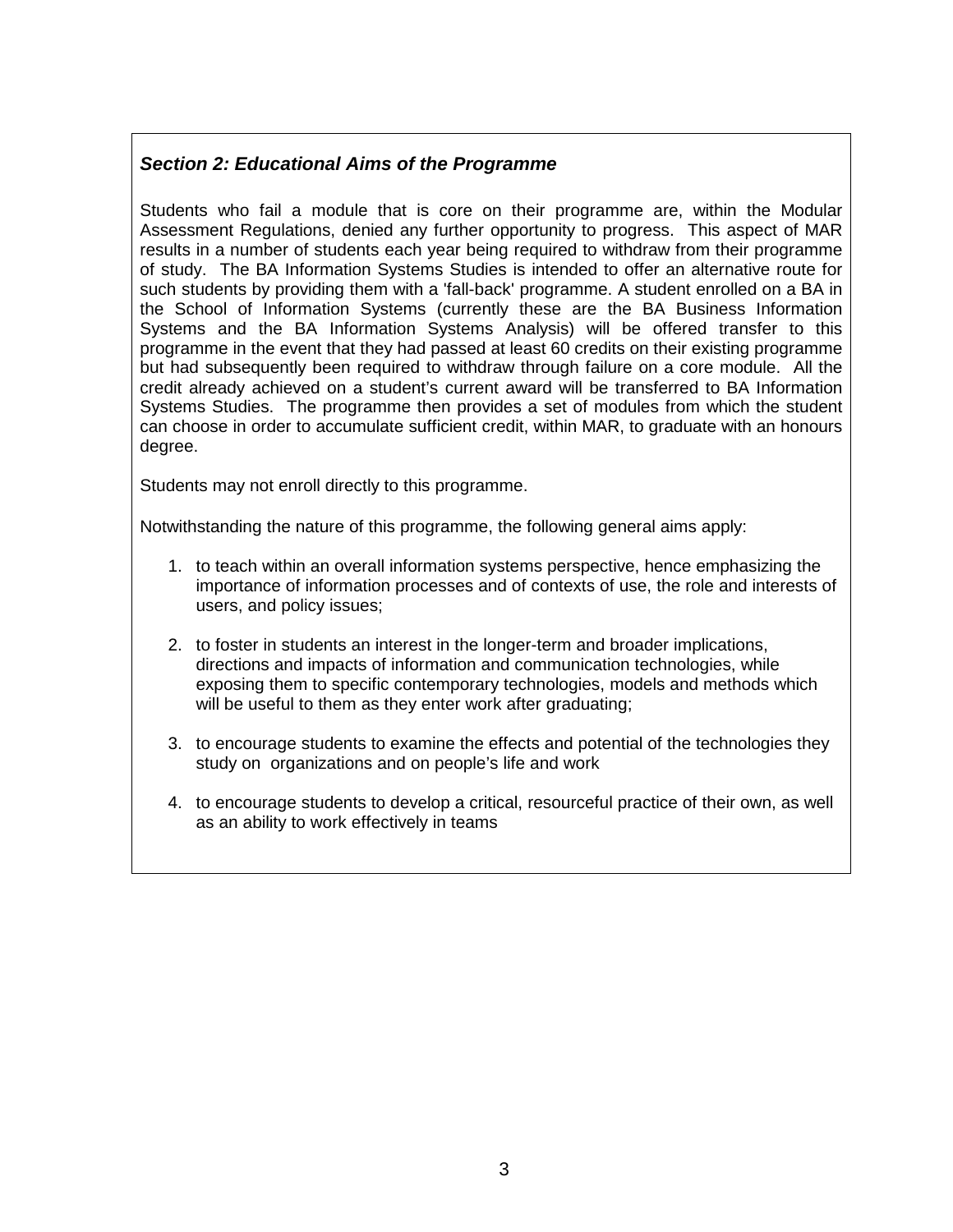## *Section 2: Educational Aims of the Programme*

Students who fail a module that is core on their programme are, within the Modular Assessment Regulations, denied any further opportunity to progress. This aspect of MAR results in a number of students each year being required to withdraw from their programme of study. The BA Information Systems Studies is intended to offer an alternative route for such students by providing them with a 'fall-back' programme. A student enrolled on a BA in the School of Information Systems (currently these are the BA Business Information Systems and the BA Information Systems Analysis) will be offered transfer to this programme in the event that they had passed at least 60 credits on their existing programme but had subsequently been required to withdraw through failure on a core module. All the credit already achieved on a student's current award will be transferred to BA Information Systems Studies. The programme then provides a set of modules from which the student can choose in order to accumulate sufficient credit, within MAR, to graduate with an honours degree.

Students may not enroll directly to this programme.

Notwithstanding the nature of this programme, the following general aims apply:

1. to teach within an overall information systems perspective, hence emphasizing the importance of information processes and of contexts of use, the role and interests of users, and policy issues;

2. to foster in students an interest in the longer-term and broader implications, directions and impacts of information and communication technologies, while exposing them to specific contemporary technologies, models and methods which will be useful to them as they enter work after graduating;

3. to encourage students to examine the effects and potential of the technologies they study on organizations and on people's life and work

4. to encourage students to develop a critical, resourceful practice of their own, as well as an ability to work effectively in teams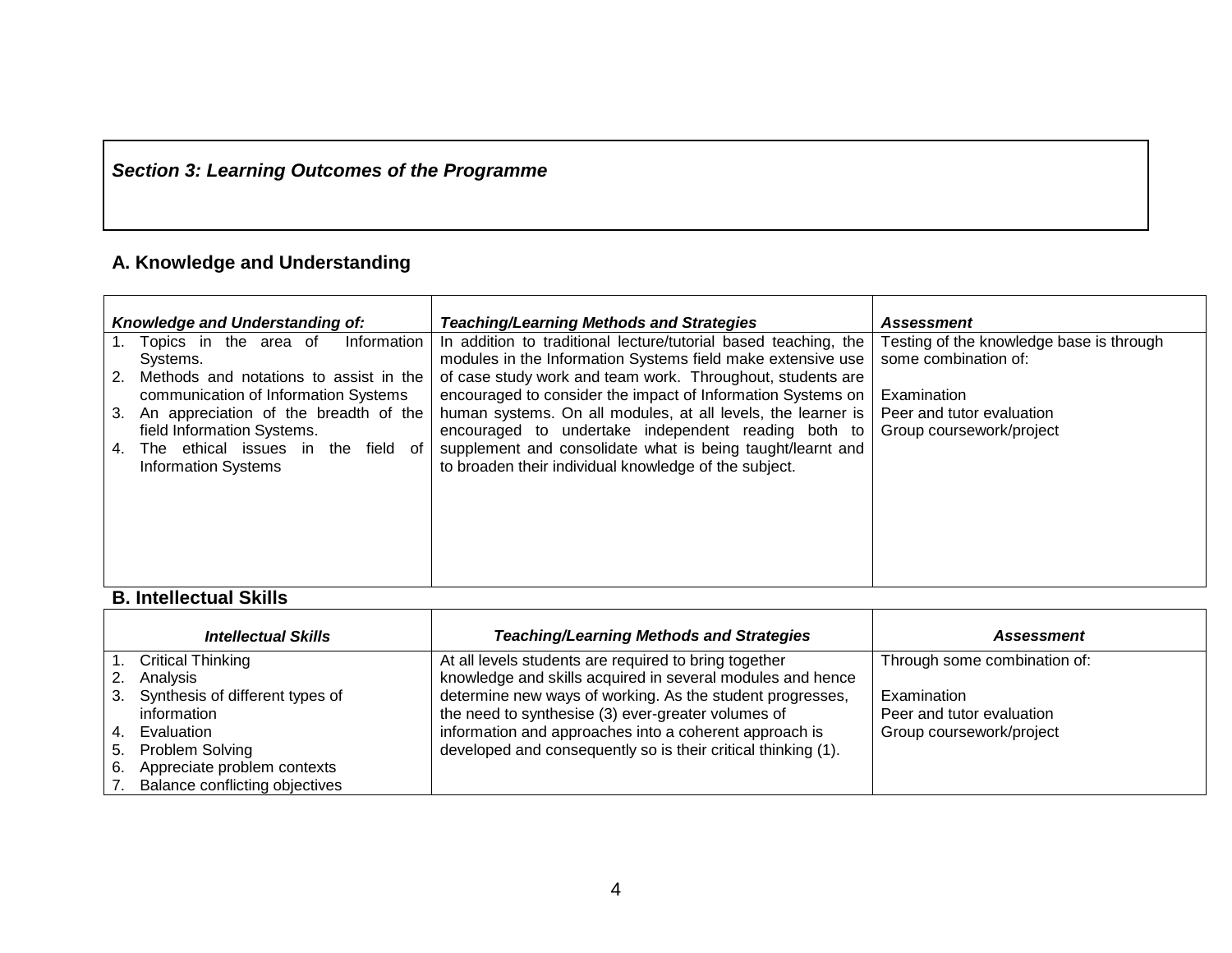## *Section 3: Learning Outcomes of the Programme*

### A. Knowledge and Understanding

| *Knowledge and Understanding of:* | *Teaching/Learning Methods and Strategies* | *Assessment* |
|---|---|---|
| 1. Topics in the area of Information Systems.<br>2. Methods and notations to assist in the communication of Information Systems<br>3. An appreciation of the breadth of the field Information Systems.<br>4. The ethical issues in the field of Information Systems | In addition to traditional lecture/tutorial based teaching, the modules in the Information Systems field make extensive use of case study work and team work. Throughout, students are encouraged to consider the impact of Information Systems on human systems. On all modules, at all levels, the learner is encouraged to undertake independent reading both to supplement and consolidate what is being taught/learnt and to broaden their individual knowledge of the subject. | Testing of the knowledge base is through some combination of:<br><br>Examination<br>Peer and tutor evaluation<br>Group coursework/project |

### B. Intellectual Skills

| *Intellectual Skills* | *Teaching/Learning Methods and Strategies* | *Assessment* |
|---|---|---|
| 1. Critical Thinking<br>2. Analysis<br>3. Synthesis of different types of information<br>4. Evaluation<br>5. Problem Solving<br>6. Appreciate problem contexts<br>7. Balance conflicting objectives | At all levels students are required to bring together knowledge and skills acquired in several modules and hence determine new ways of working. As the student progresses, the need to synthesise (3) ever-greater volumes of information and approaches into a coherent approach is developed and consequently so is their critical thinking (1). | Through some combination of:<br><br>Examination<br>Peer and tutor evaluation<br>Group coursework/project |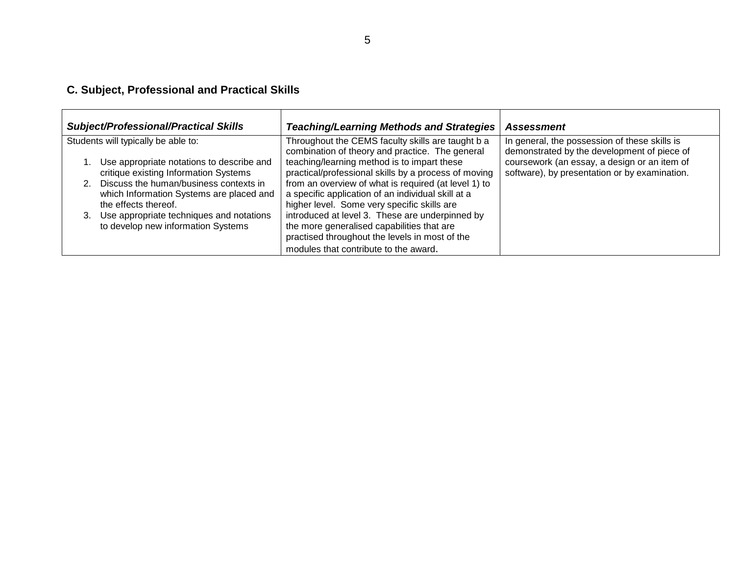### C. Subject, Professional and Practical Skills

| ***Subject/Professional/Practical Skills*** | ***Teaching/Learning Methods and Strategies*** | ***Assessment*** |
|---|---|---|
| Students will typically be able to:<br><br>1. Use appropriate notations to describe and critique existing Information Systems<br>2. Discuss the human/business contexts in which Information Systems are placed and the effects thereof.<br>3. Use appropriate techniques and notations to develop new information Systems | Throughout the CEMS faculty skills are taught b a combination of theory and practice. The general teaching/learning method is to impart these practical/professional skills by a process of moving from an overview of what is required (at level 1) to a specific application of an individual skill at a higher level. Some very specific skills are introduced at level 3. These are underpinned by the more generalised capabilities that are practised throughout the levels in most of the modules that contribute to the award. | In general, the possession of these skills is demonstrated by the development of piece of coursework (an essay, a design or an item of software), by presentation or by examination. |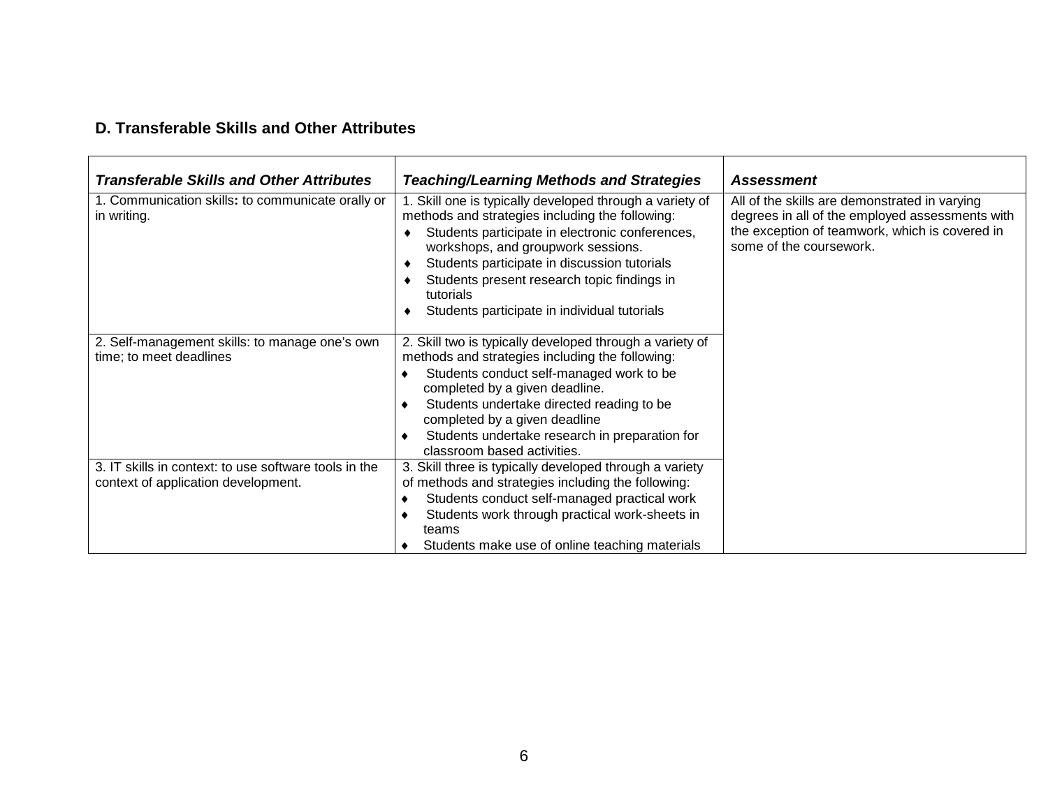## D. Transferable Skills and Other Attributes

| ***Transferable Skills and Other Attributes*** | ***Teaching/Learning Methods and Strategies*** | ***Assessment*** |
|---|---|---|
| 1. Communication skills**:** to communicate orally or in writing. | 1. Skill one is typically developed through a variety of methods and strategies including the following:<br>♦ Students participate in electronic conferences, workshops, and groupwork sessions.<br>♦ Students participate in discussion tutorials<br>♦ Students present research topic findings in tutorials<br>♦ Students participate in individual tutorials | All of the skills are demonstrated in varying degrees in all of the employed assessments with the exception of teamwork, which is covered in some of the coursework. |
| 2. Self-management skills: to manage one's own time; to meet deadlines | 2. Skill two is typically developed through a variety of methods and strategies including the following:<br>♦ Students conduct self-managed work to be completed by a given deadline.<br>♦ Students undertake directed reading to be completed by a given deadline<br>♦ Students undertake research in preparation for classroom based activities. | |
| 3. IT skills in context: to use software tools in the context of application development. | 3. Skill three is typically developed through a variety of methods and strategies including the following:<br>♦ Students conduct self-managed practical work<br>♦ Students work through practical work-sheets in teams<br>♦ Students make use of online teaching materials | |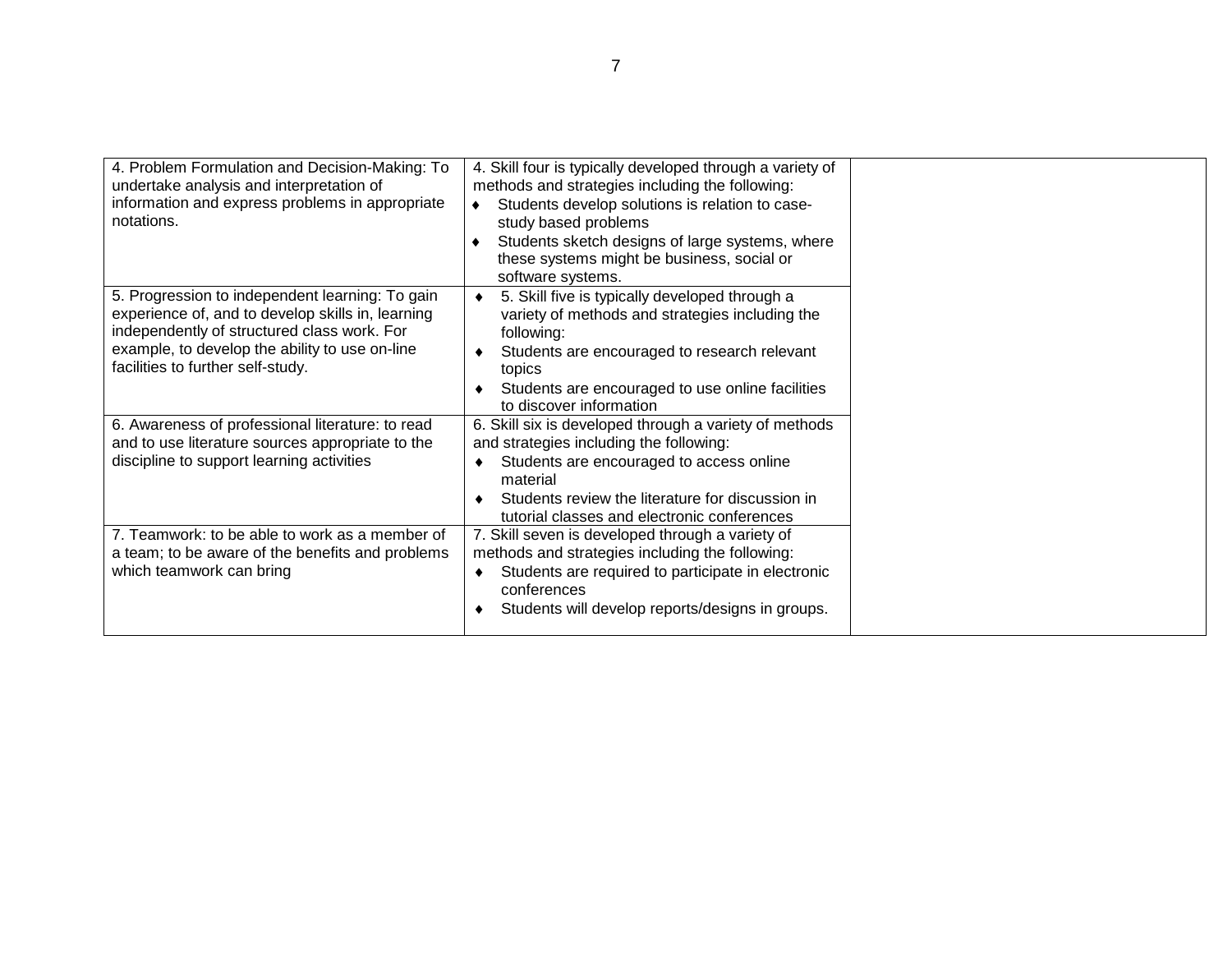| | | |
|---|---|---|
| 4. Problem Formulation and Decision-Making: To undertake analysis and interpretation of information and express problems in appropriate notations. | 4. Skill four is typically developed through a variety of methods and strategies including the following:<br>♦ Students develop solutions is relation to case-study based problems<br>♦ Students sketch designs of large systems, where these systems might be business, social or software systems. | |
| 5. Progression to independent learning: To gain experience of, and to develop skills in, learning independently of structured class work. For example, to develop the ability to use on-line facilities to further self-study. | ♦ 5. Skill five is typically developed through a variety of methods and strategies including the following:<br>♦ Students are encouraged to research relevant topics<br>♦ Students are encouraged to use online facilities to discover information | |
| 6. Awareness of professional literature: to read and to use literature sources appropriate to the discipline to support learning activities | 6. Skill six is developed through a variety of methods and strategies including the following:<br>♦ Students are encouraged to access online material<br>♦ Students review the literature for discussion in tutorial classes and electronic conferences | |
| 7. Teamwork: to be able to work as a member of a team; to be aware of the benefits and problems which teamwork can bring | 7. Skill seven is developed through a variety of methods and strategies including the following:<br>♦ Students are required to participate in electronic conferences<br>♦ Students will develop reports/designs in groups. | |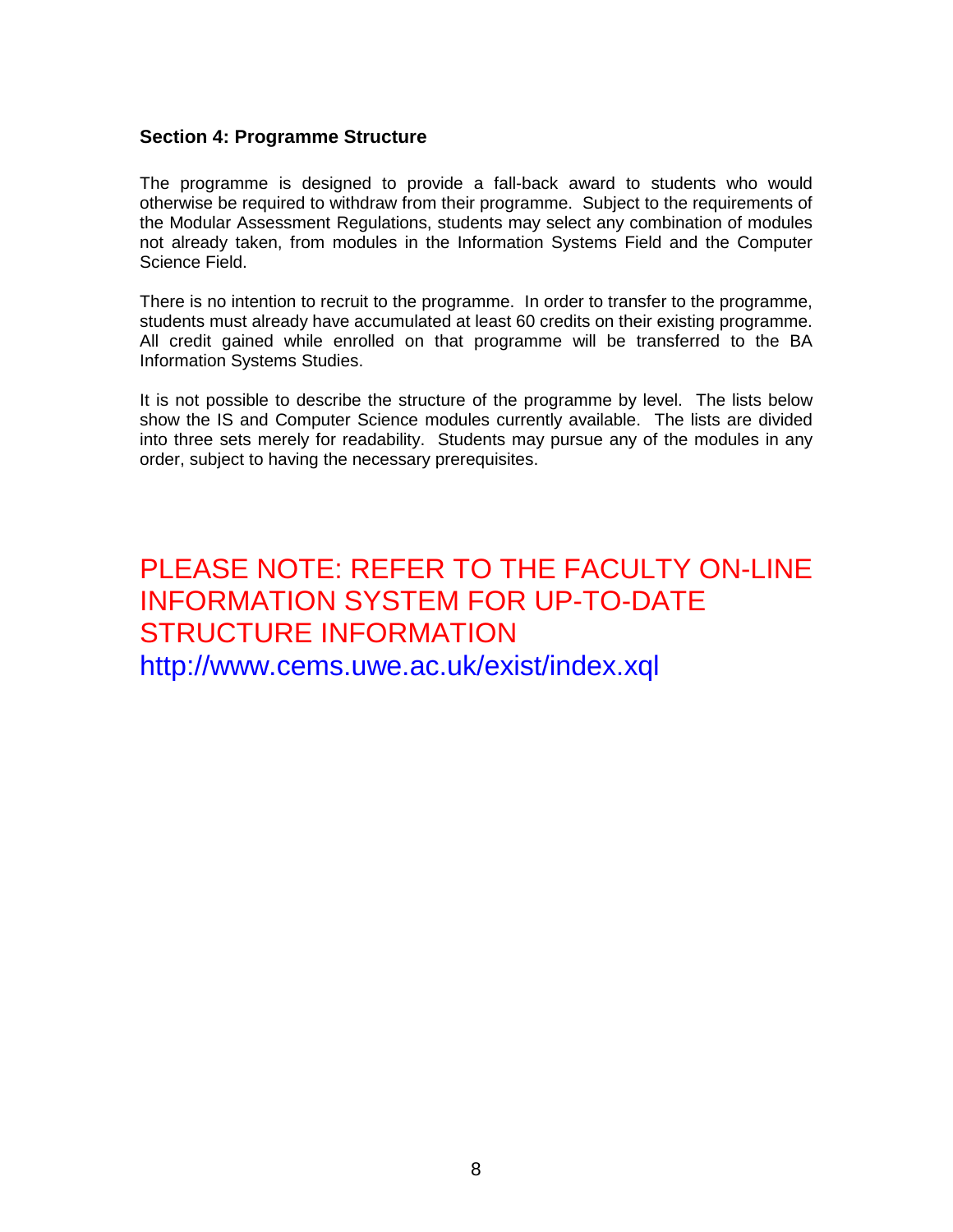### Section 4: Programme Structure

The programme is designed to provide a fall-back award to students who would otherwise be required to withdraw from their programme. Subject to the requirements of the Modular Assessment Regulations, students may select any combination of modules not already taken, from modules in the Information Systems Field and the Computer Science Field.

There is no intention to recruit to the programme. In order to transfer to the programme, students must already have accumulated at least 60 credits on their existing programme. All credit gained while enrolled on that programme will be transferred to the BA Information Systems Studies.

It is not possible to describe the structure of the programme by level. The lists below show the IS and Computer Science modules currently available. The lists are divided into three sets merely for readability. Students may pursue any of the modules in any order, subject to having the necessary prerequisites.

PLEASE NOTE: REFER TO THE FACULTY ON-LINE INFORMATION SYSTEM FOR UP-TO-DATE STRUCTURE INFORMATION
http://www.cems.uwe.ac.uk/exist/index.xql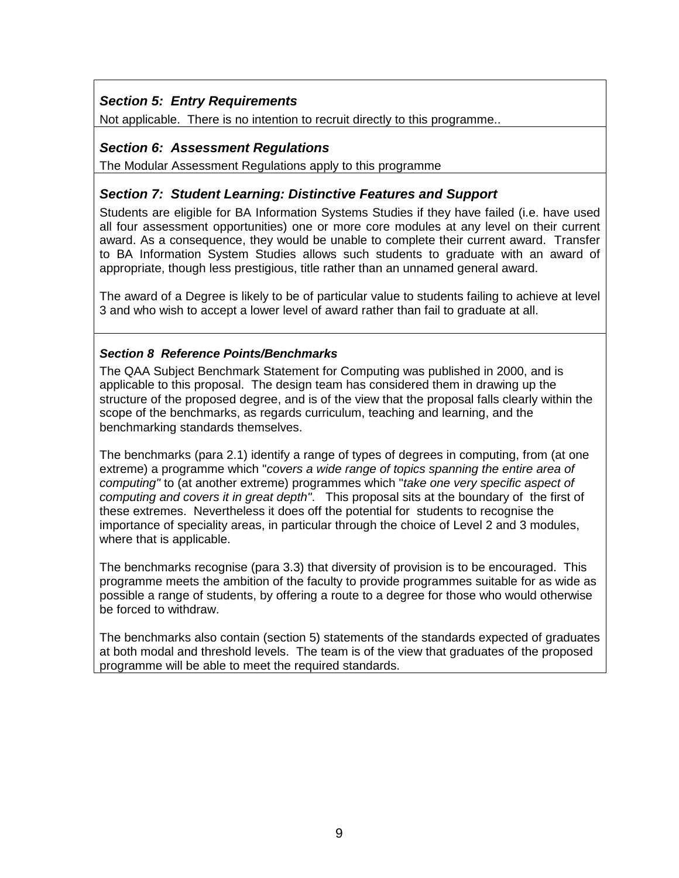### *Section 5: Entry Requirements*

Not applicable. There is no intention to recruit directly to this programme..

### *Section 6: Assessment Regulations*

The Modular Assessment Regulations apply to this programme

### *Section 7: Student Learning: Distinctive Features and Support*

Students are eligible for BA Information Systems Studies if they have failed (i.e. have used all four assessment opportunities) one or more core modules at any level on their current award. As a consequence, they would be unable to complete their current award. Transfer to BA Information System Studies allows such students to graduate with an award of appropriate, though less prestigious, title rather than an unnamed general award.

The award of a Degree is likely to be of particular value to students failing to achieve at level 3 and who wish to accept a lower level of award rather than fail to graduate at all.

### *Section 8 Reference Points/Benchmarks*

The QAA Subject Benchmark Statement for Computing was published in 2000, and is applicable to this proposal. The design team has considered them in drawing up the structure of the proposed degree, and is of the view that the proposal falls clearly within the scope of the benchmarks, as regards curriculum, teaching and learning, and the benchmarking standards themselves.

The benchmarks (para 2.1) identify a range of types of degrees in computing, from (at one extreme) a programme which "*covers a wide range of topics spanning the entire area of computing"* to (at another extreme) programmes which "*take one very specific aspect of computing and covers it in great depth"*. This proposal sits at the boundary of the first of these extremes. Nevertheless it does off the potential for students to recognise the importance of speciality areas, in particular through the choice of Level 2 and 3 modules, where that is applicable.

The benchmarks recognise (para 3.3) that diversity of provision is to be encouraged. This programme meets the ambition of the faculty to provide programmes suitable for as wide as possible a range of students, by offering a route to a degree for those who would otherwise be forced to withdraw.

The benchmarks also contain (section 5) statements of the standards expected of graduates at both modal and threshold levels. The team is of the view that graduates of the proposed programme will be able to meet the required standards.